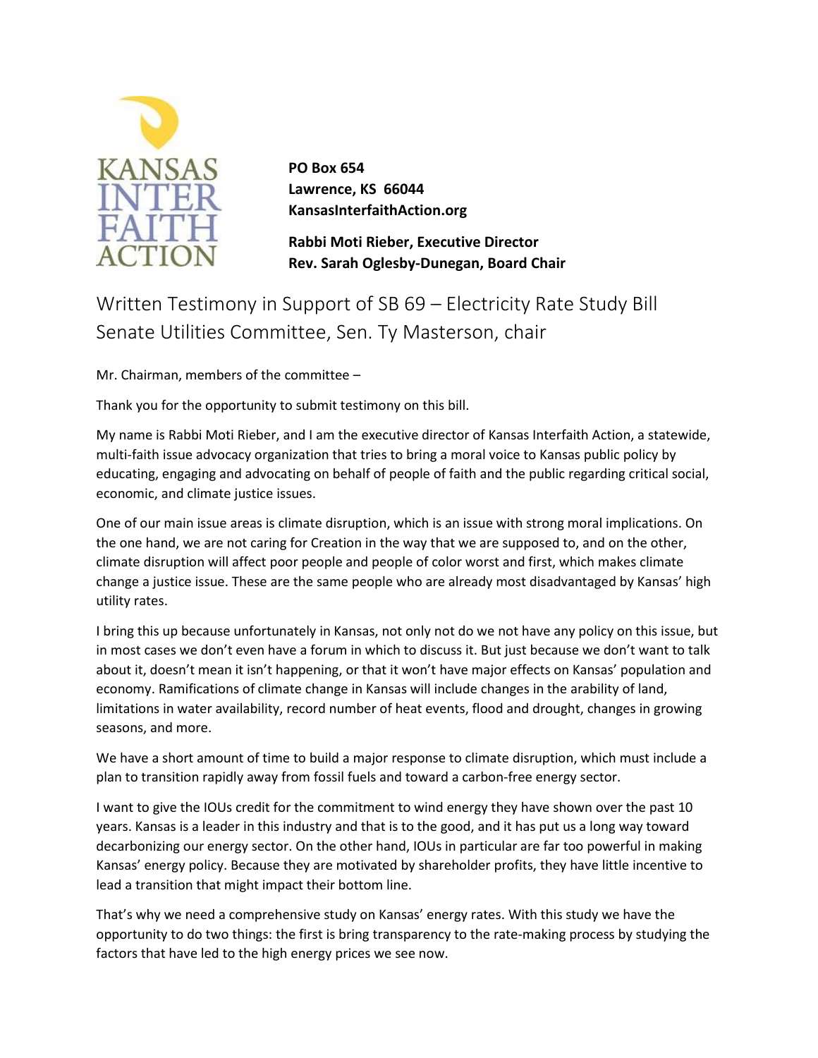KANSAS INTER FAITH ACTION

**PO Box 654**
**Lawrence, KS 66044**
**KansasInterfaithAction.org**

**Rabbi Moti Rieber, Executive Director**
**Rev. Sarah Oglesby-Dunegan, Board Chair**

# Written Testimony in Support of SB 69 – Electricity Rate Study Bill
## Senate Utilities Committee, Sen. Ty Masterson, chair

Mr. Chairman, members of the committee –

Thank you for the opportunity to submit testimony on this bill.

My name is Rabbi Moti Rieber, and I am the executive director of Kansas Interfaith Action, a statewide, multi-faith issue advocacy organization that tries to bring a moral voice to Kansas public policy by educating, engaging and advocating on behalf of people of faith and the public regarding critical social, economic, and climate justice issues.

One of our main issue areas is climate disruption, which is an issue with strong moral implications. On the one hand, we are not caring for Creation in the way that we are supposed to, and on the other, climate disruption will affect poor people and people of color worst and first, which makes climate change a justice issue. These are the same people who are already most disadvantaged by Kansas' high utility rates.

I bring this up because unfortunately in Kansas, not only not do we not have any policy on this issue, but in most cases we don't even have a forum in which to discuss it. But just because we don't want to talk about it, doesn't mean it isn't happening, or that it won't have major effects on Kansas' population and economy. Ramifications of climate change in Kansas will include changes in the arability of land, limitations in water availability, record number of heat events, flood and drought, changes in growing seasons, and more.

We have a short amount of time to build a major response to climate disruption, which must include a plan to transition rapidly away from fossil fuels and toward a carbon-free energy sector.

I want to give the IOUs credit for the commitment to wind energy they have shown over the past 10 years. Kansas is a leader in this industry and that is to the good, and it has put us a long way toward decarbonizing our energy sector. On the other hand, IOUs in particular are far too powerful in making Kansas' energy policy. Because they are motivated by shareholder profits, they have little incentive to lead a transition that might impact their bottom line.

That's why we need a comprehensive study on Kansas' energy rates. With this study we have the opportunity to do two things: the first is bring transparency to the rate-making process by studying the factors that have led to the high energy prices we see now.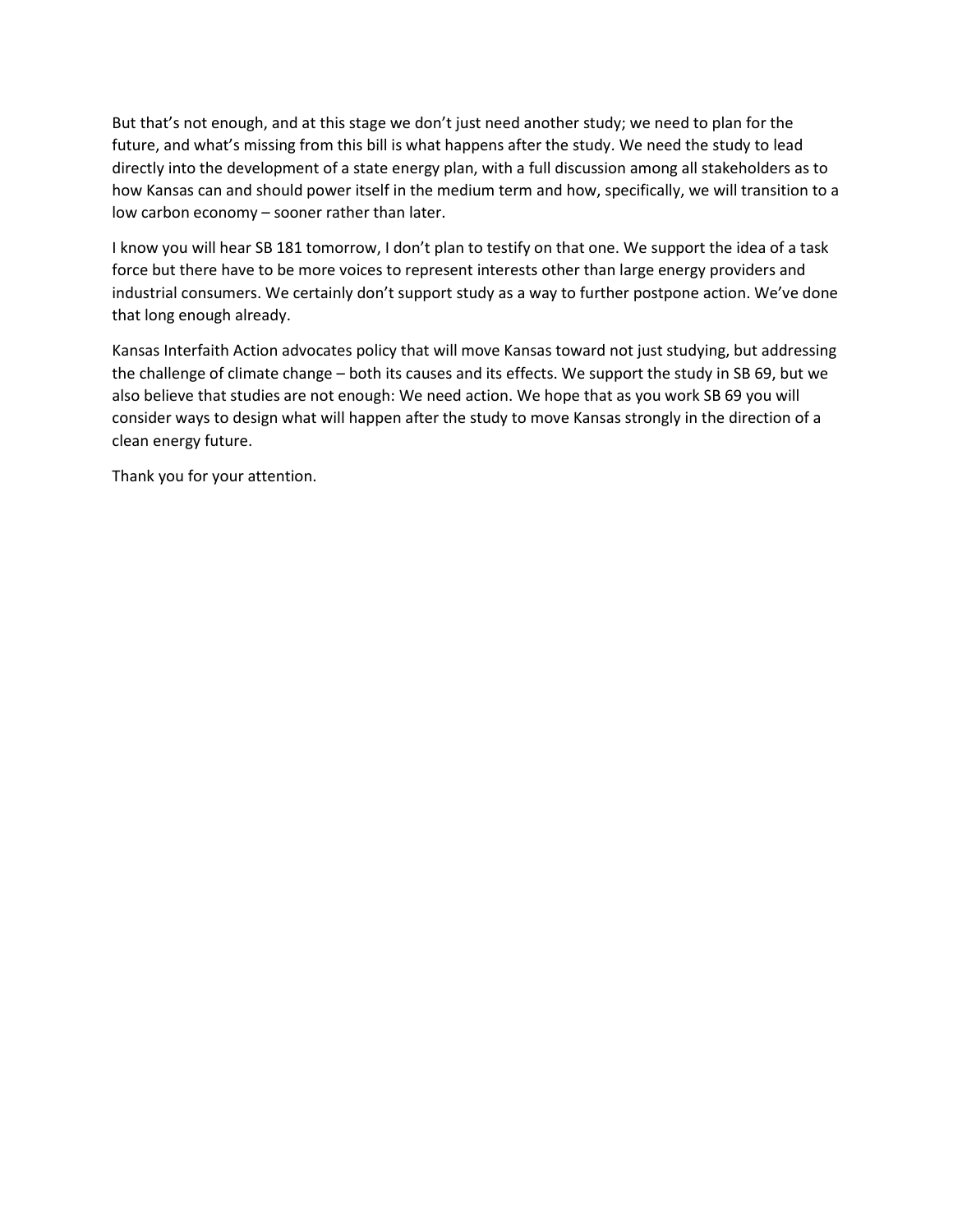But that's not enough, and at this stage we don't just need another study; we need to plan for the future, and what's missing from this bill is what happens after the study. We need the study to lead directly into the development of a state energy plan, with a full discussion among all stakeholders as to how Kansas can and should power itself in the medium term and how, specifically, we will transition to a low carbon economy – sooner rather than later.

I know you will hear SB 181 tomorrow, I don't plan to testify on that one. We support the idea of a task force but there have to be more voices to represent interests other than large energy providers and industrial consumers. We certainly don't support study as a way to further postpone action. We've done that long enough already.

Kansas Interfaith Action advocates policy that will move Kansas toward not just studying, but addressing the challenge of climate change – both its causes and its effects. We support the study in SB 69, but we also believe that studies are not enough: We need action. We hope that as you work SB 69 you will consider ways to design what will happen after the study to move Kansas strongly in the direction of a clean energy future.

Thank you for your attention.